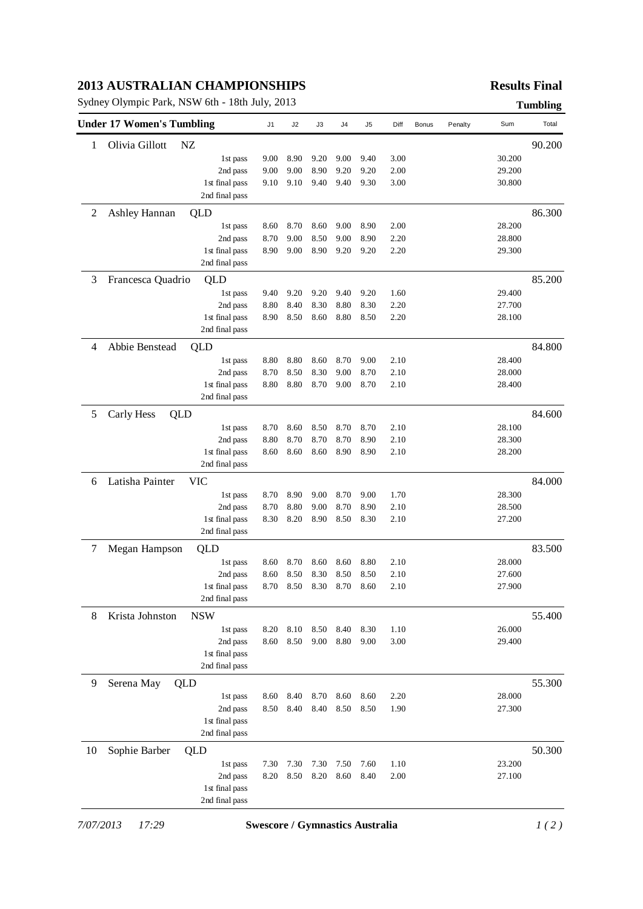# 2013 AUSTRALIAN CHAMPIONSHIPS

**Results Final**

Sydney Olympic Park, NSW 6th - 18th July, 2013

**Tumbling**

| Under 17 Women's Tumbling | | | J1 | J2 | J3 | J4 | J5 | Diff | Bonus | Penalty | Sum | Total |
|---|---|---|---|---|---|---|---|---|---|---|---|---|
| 1 | Olivia Gillott | NZ | | | | | | | | | | 90.200 |
| | | 1st pass | 9.00 | 8.90 | 9.20 | 9.00 | 9.40 | 3.00 | | | 30.200 | |
| | | 2nd pass | 9.00 | 9.00 | 8.90 | 9.20 | 9.20 | 2.00 | | | 29.200 | |
| | | 1st final pass | 9.10 | 9.10 | 9.40 | 9.40 | 9.30 | 3.00 | | | 30.800 | |
| | | 2nd final pass | | | | | | | | | | |
| 2 | Ashley Hannan | QLD | | | | | | | | | | 86.300 |
| | | 1st pass | 8.60 | 8.70 | 8.60 | 9.00 | 8.90 | 2.00 | | | 28.200 | |
| | | 2nd pass | 8.70 | 9.00 | 8.50 | 9.00 | 8.90 | 2.20 | | | 28.800 | |
| | | 1st final pass | 8.90 | 9.00 | 8.90 | 9.20 | 9.20 | 2.20 | | | 29.300 | |
| | | 2nd final pass | | | | | | | | | | |
| 3 | Francesca Quadrio | QLD | | | | | | | | | | 85.200 |
| | | 1st pass | 9.40 | 9.20 | 9.20 | 9.40 | 9.20 | 1.60 | | | 29.400 | |
| | | 2nd pass | 8.80 | 8.40 | 8.30 | 8.80 | 8.30 | 2.20 | | | 27.700 | |
| | | 1st final pass | 8.90 | 8.50 | 8.60 | 8.80 | 8.50 | 2.20 | | | 28.100 | |
| | | 2nd final pass | | | | | | | | | | |
| 4 | Abbie Benstead | QLD | | | | | | | | | | 84.800 |
| | | 1st pass | 8.80 | 8.80 | 8.60 | 8.70 | 9.00 | 2.10 | | | 28.400 | |
| | | 2nd pass | 8.70 | 8.50 | 8.30 | 9.00 | 8.70 | 2.10 | | | 28.000 | |
| | | 1st final pass | 8.80 | 8.80 | 8.70 | 9.00 | 8.70 | 2.10 | | | 28.400 | |
| | | 2nd final pass | | | | | | | | | | |
| 5 | Carly Hess | QLD | | | | | | | | | | 84.600 |
| | | 1st pass | 8.70 | 8.60 | 8.50 | 8.70 | 8.70 | 2.10 | | | 28.100 | |
| | | 2nd pass | 8.80 | 8.70 | 8.70 | 8.70 | 8.90 | 2.10 | | | 28.300 | |
| | | 1st final pass | 8.60 | 8.60 | 8.60 | 8.90 | 8.90 | 2.10 | | | 28.200 | |
| | | 2nd final pass | | | | | | | | | | |
| 6 | Latisha Painter | VIC | | | | | | | | | | 84.000 |
| | | 1st pass | 8.70 | 8.90 | 9.00 | 8.70 | 9.00 | 1.70 | | | 28.300 | |
| | | 2nd pass | 8.70 | 8.80 | 9.00 | 8.70 | 8.90 | 2.10 | | | 28.500 | |
| | | 1st final pass | 8.30 | 8.20 | 8.90 | 8.50 | 8.30 | 2.10 | | | 27.200 | |
| | | 2nd final pass | | | | | | | | | | |
| 7 | Megan Hampson | QLD | | | | | | | | | | 83.500 |
| | | 1st pass | 8.60 | 8.70 | 8.60 | 8.60 | 8.80 | 2.10 | | | 28.000 | |
| | | 2nd pass | 8.60 | 8.50 | 8.30 | 8.50 | 8.50 | 2.10 | | | 27.600 | |
| | | 1st final pass | 8.70 | 8.50 | 8.30 | 8.70 | 8.60 | 2.10 | | | 27.900 | |
| | | 2nd final pass | | | | | | | | | | |
| 8 | Krista Johnston | NSW | | | | | | | | | | 55.400 |
| | | 1st pass | 8.20 | 8.10 | 8.50 | 8.40 | 8.30 | 1.10 | | | 26.000 | |
| | | 2nd pass | 8.60 | 8.50 | 9.00 | 8.80 | 9.00 | 3.00 | | | 29.400 | |
| | | 1st final pass | | | | | | | | | | |
| | | 2nd final pass | | | | | | | | | | |
| 9 | Serena May | QLD | | | | | | | | | | 55.300 |
| | | 1st pass | 8.60 | 8.40 | 8.70 | 8.60 | 8.60 | 2.20 | | | 28.000 | |
| | | 2nd pass | 8.50 | 8.40 | 8.40 | 8.50 | 8.50 | 1.90 | | | 27.300 | |
| | | 1st final pass | | | | | | | | | | |
| | | 2nd final pass | | | | | | | | | | |
| 10 | Sophie Barber | QLD | | | | | | | | | | 50.300 |
| | | 1st pass | 7.30 | 7.30 | 7.30 | 7.50 | 7.60 | 1.10 | | | 23.200 | |
| | | 2nd pass | 8.20 | 8.50 | 8.20 | 8.60 | 8.40 | 2.00 | | | 27.100 | |
| | | 1st final pass | | | | | | | | | | |
| | | 2nd final pass | | | | | | | | | | |

*7/07/2013 17:29* **Swescore / Gymnastics Australia**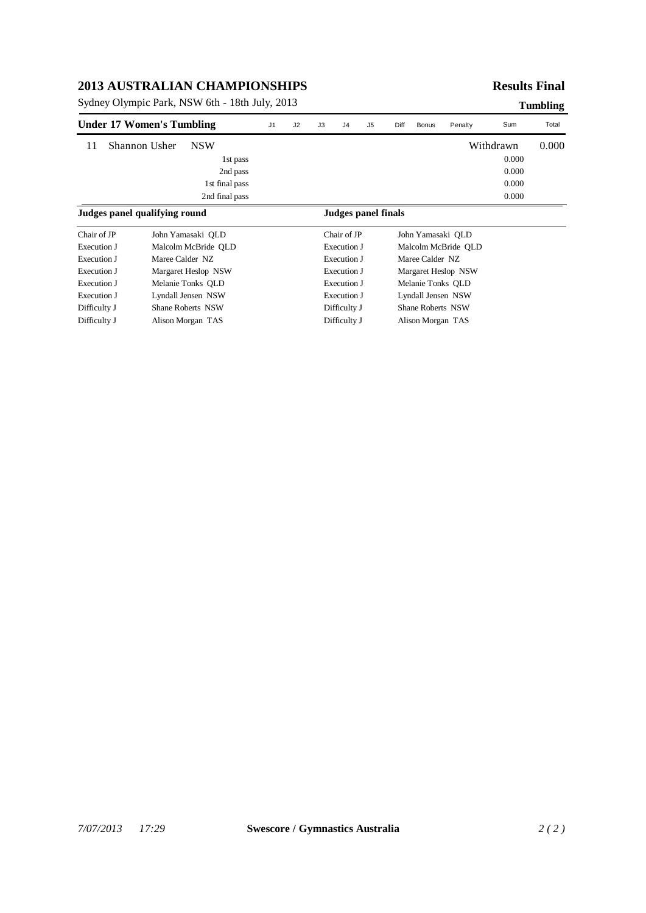# 2013 AUSTRALIAN CHAMPIONSHIPS

**Results Final**

Sydney Olympic Park, NSW 6th - 18th July, 2013

**Tumbling**

| Under 17 Women's Tumbling | | | J1 | J2 | J3 | J4 | J5 | Diff | Bonus | Penalty | Sum | Total |
|---|---|---|---|---|---|---|---|---|---|---|---|---|
| 11 | Shannon Usher | NSW | | | | | | | | | Withdrawn | 0.000 |
| | | 1st pass | | | | | | | | | 0.000 | |
| | | 2nd pass | | | | | | | | | 0.000 | |
| | | 1st final pass | | | | | | | | | 0.000 | |
| | | 2nd final pass | | | | | | | | | 0.000 | |

| Judges panel qualifying round | | Judges panel finals | |
|---|---|---|---|
| Chair of JP | John Yamasaki QLD | Chair of JP | John Yamasaki QLD |
| Execution J | Malcolm McBride QLD | Execution J | Malcolm McBride QLD |
| Execution J | Maree Calder NZ | Execution J | Maree Calder NZ |
| Execution J | Margaret Heslop NSW | Execution J | Margaret Heslop NSW |
| Execution J | Melanie Tonks QLD | Execution J | Melanie Tonks QLD |
| Execution J | Lyndall Jensen NSW | Execution J | Lyndall Jensen NSW |
| Difficulty J | Shane Roberts NSW | Difficulty J | Shane Roberts NSW |
| Difficulty J | Alison Morgan TAS | Difficulty J | Alison Morgan TAS |

*7/07/2013 17:29* **Swescore / Gymnastics Australia**